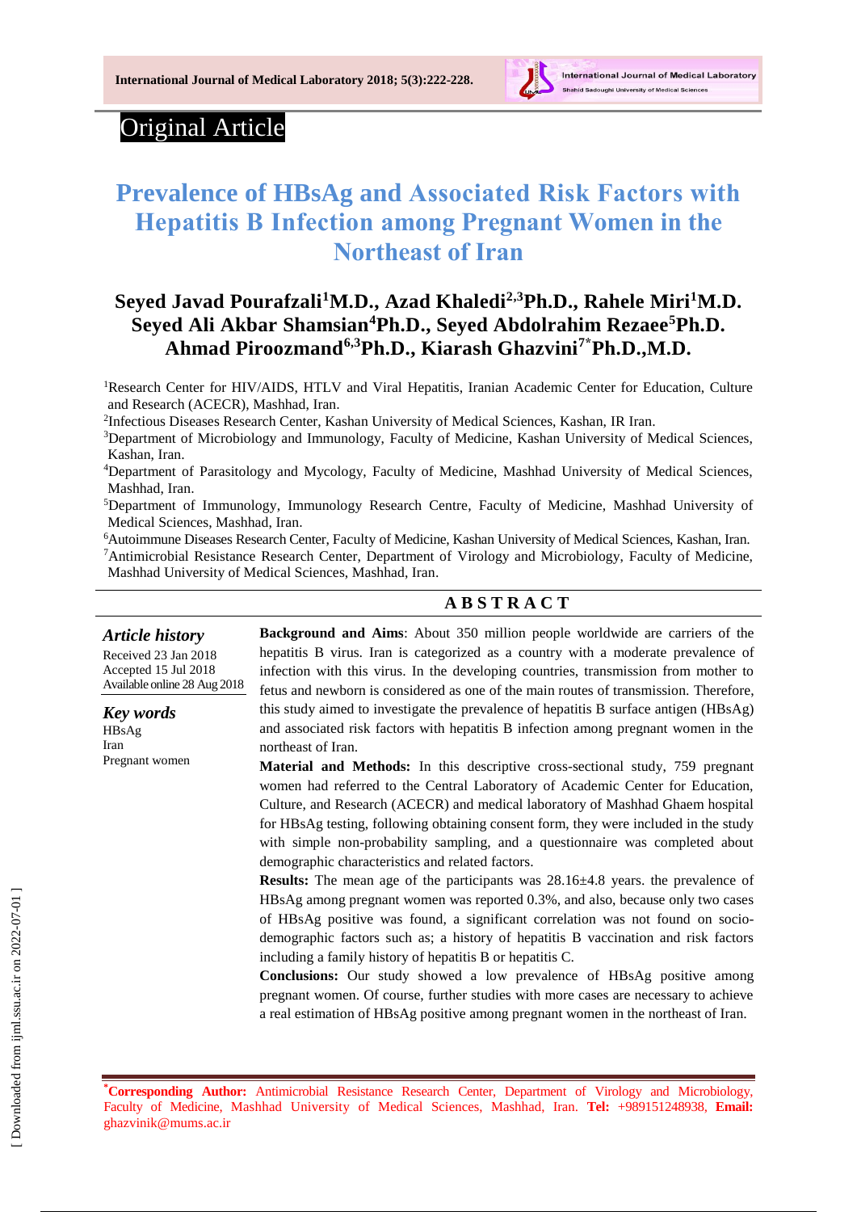Original Article

# Prevalence of HBsAg and Associated Risk Factors with Hepatitis B Infection among Pregnant Women in the Northeast of Iran

**Seyed Javad Pourafzali[1]M.D., Azad Khaledi[2,3]Ph.D., Rahele Miri[1]M.D. Seyed Ali Akbar Shamsian[4]Ph.D., Seyed Abdolrahim Rezaee[5]Ph.D. Ahmad Piroozmand[6,3]Ph.D., Kiarash Ghazvini[7*]Ph.D.,M.D.**

[1]Research Center for HIV/AIDS, HTLV and Viral Hepatitis, Iranian Academic Center for Education, Culture and Research (ACECR), Mashhad, Iran.

[2]Infectious Diseases Research Center, Kashan University of Medical Sciences, Kashan, IR Iran.

[3]Department of Microbiology and Immunology, Faculty of Medicine, Kashan University of Medical Sciences, Kashan, Iran.

[4]Department of Parasitology and Mycology, Faculty of Medicine, Mashhad University of Medical Sciences, Mashhad, Iran.

[5]Department of Immunology, Immunology Research Centre, Faculty of Medicine, Mashhad University of Medical Sciences, Mashhad, Iran.

[6]Autoimmune Diseases Research Center, Faculty of Medicine, Kashan University of Medical Sciences, Kashan, Iran.

[7]Antimicrobial Resistance Research Center, Department of Virology and Microbiology, Faculty of Medicine, Mashhad University of Medical Sciences, Mashhad, Iran.

## ABSTRACT

***Article history***

Received 23 Jan 2018
Accepted 15 Jul 2018
Available online 28 Aug 2018

***Key words***

HBsAg
Iran
Pregnant women

**Background and Aims**: About 350 million people worldwide are carriers of the hepatitis B virus. Iran is categorized as a country with a moderate prevalence of infection with this virus. In the developing countries, transmission from mother to fetus and newborn is considered as one of the main routes of transmission. Therefore, this study aimed to investigate the prevalence of hepatitis B surface antigen (HBsAg) and associated risk factors with hepatitis B infection among pregnant women in the northeast of Iran.

**Material and Methods:** In this descriptive cross-sectional study, 759 pregnant women had referred to the Central Laboratory of Academic Center for Education, Culture, and Research (ACECR) and medical laboratory of Mashhad Ghaem hospital for HBsAg testing, following obtaining consent form, they were included in the study with simple non-probability sampling, and a questionnaire was completed about demographic characteristics and related factors.

**Results:** The mean age of the participants was 28.16±4.8 years. the prevalence of HBsAg among pregnant women was reported 0.3%, and also, because only two cases of HBsAg positive was found, a significant correlation was not found on socio-demographic factors such as; a history of hepatitis B vaccination and risk factors including a family history of hepatitis B or hepatitis C.

**Conclusions:** Our study showed a low prevalence of HBsAg positive among pregnant women. Of course, further studies with more cases are necessary to achieve a real estimation of HBsAg positive among pregnant women in the northeast of Iran.

**\*Corresponding Author:** Antimicrobial Resistance Research Center, Department of Virology and Microbiology, Faculty of Medicine, Mashhad University of Medical Sciences, Mashhad, Iran. **Tel:** +989151248938, **Email:** ghazvinik@mums.ac.ir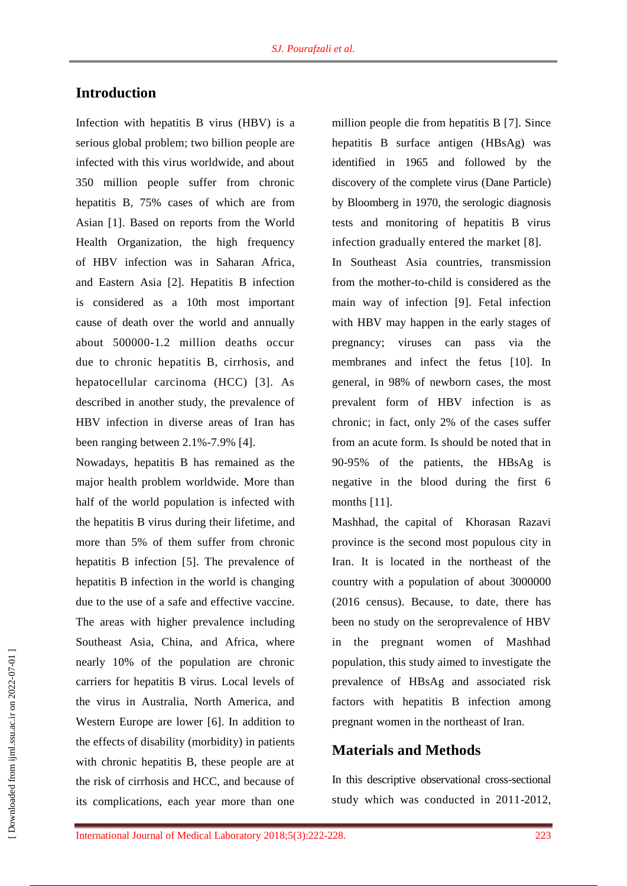## Introduction

Infection with hepatitis B virus (HBV) is a serious global problem; two billion people are infected with this virus worldwide, and about 350 million people suffer from chronic hepatitis B, 75% cases of which are from Asian [1]. Based on reports from the World Health Organization, the high frequency of HBV infection was in Saharan Africa, and Eastern Asia [2]. Hepatitis B infection is considered as a 10th most important cause of death over the world and annually about 500000-1.2 million deaths occur due to chronic hepatitis B, cirrhosis, and hepatocellular carcinoma (HCC) [3]. As described in another study, the prevalence of HBV infection in diverse areas of Iran has been ranging between 2.1%-7.9% [4].

Nowadays, hepatitis B has remained as the major health problem worldwide. More than half of the world population is infected with the hepatitis B virus during their lifetime, and more than 5% of them suffer from chronic hepatitis B infection [5]. The prevalence of hepatitis B infection in the world is changing due to the use of a safe and effective vaccine. The areas with higher prevalence including Southeast Asia, China, and Africa, where nearly 10% of the population are chronic carriers for hepatitis B virus. Local levels of the virus in Australia, North America, and Western Europe are lower [6]. In addition to the effects of disability (morbidity) in patients with chronic hepatitis B, these people are at the risk of cirrhosis and HCC, and because of its complications, each year more than one million people die from hepatitis B [7]. Since hepatitis B surface antigen (HBsAg) was identified in 1965 and followed by the discovery of the complete virus (Dane Particle) by Bloomberg in 1970, the serologic diagnosis tests and monitoring of hepatitis B virus infection gradually entered the market [8].

In Southeast Asia countries, transmission from the mother-to-child is considered as the main way of infection [9]. Fetal infection with HBV may happen in the early stages of pregnancy; viruses can pass via the membranes and infect the fetus [10]. In general, in 98% of newborn cases, the most prevalent form of HBV infection is as chronic; in fact, only 2% of the cases suffer from an acute form. Is should be noted that in 90-95% of the patients, the HBsAg is negative in the blood during the first 6 months [11].

Mashhad, the capital of Khorasan Razavi province is the second most populous city in Iran. It is located in the northeast of the country with a population of about 3000000 (2016 census). Because, to date, there has been no study on the seroprevalence of HBV in the pregnant women of Mashhad population, this study aimed to investigate the prevalence of HBsAg and associated risk factors with hepatitis B infection among pregnant women in the northeast of Iran.

## Materials and Methods

In this descriptive observational cross-sectional study which was conducted in 2011-2012,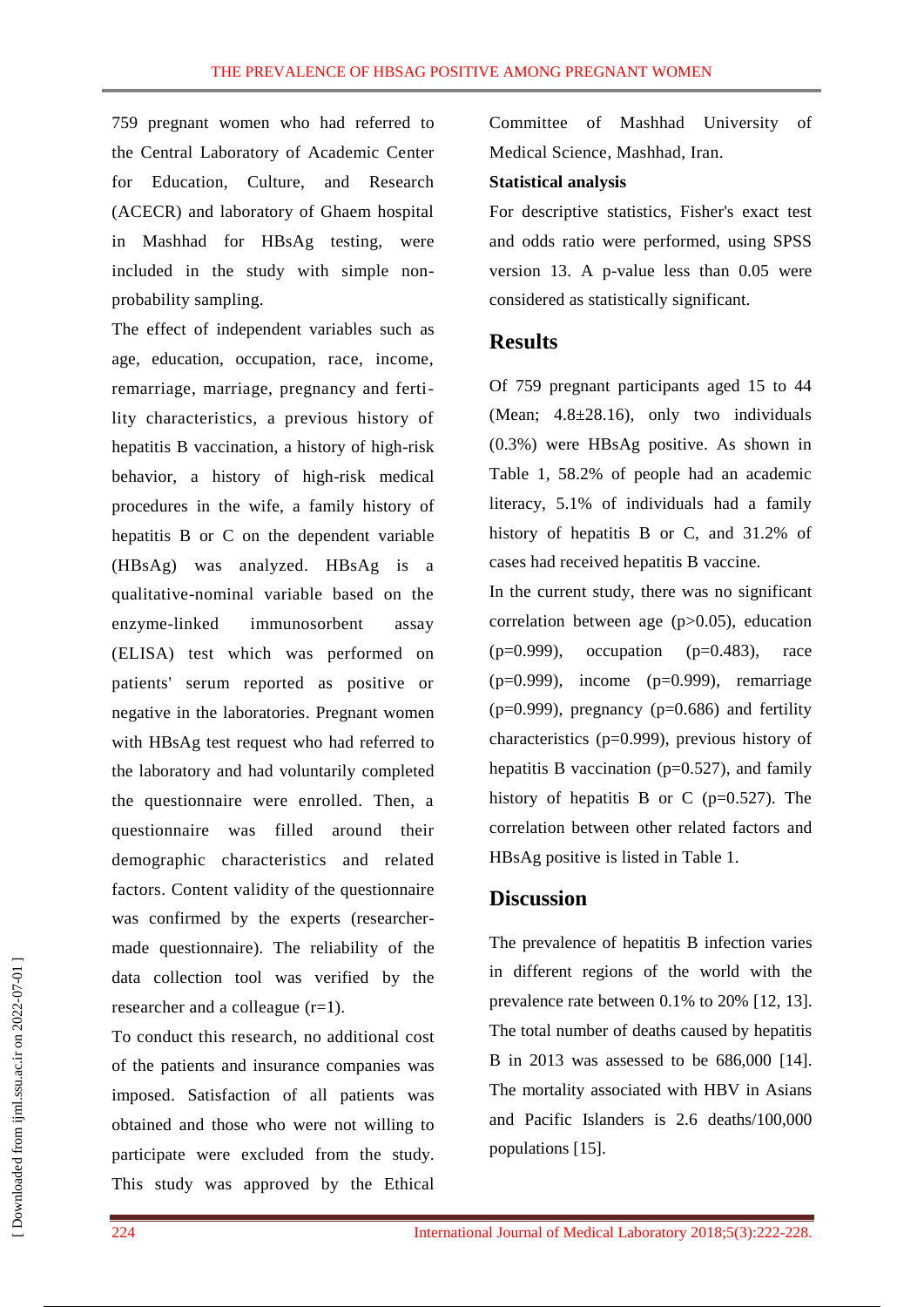759 pregnant women who had referred to the Central Laboratory of Academic Center for Education, Culture, and Research (ACECR) and laboratory of Ghaem hospital in Mashhad for HBsAg testing, were included in the study with simple non-probability sampling.

The effect of independent variables such as age, education, occupation, race, income, remarriage, marriage, pregnancy and fertility characteristics, a previous history of hepatitis B vaccination, a history of high-risk behavior, a history of high-risk medical procedures in the wife, a family history of hepatitis B or C on the dependent variable (HBsAg) was analyzed. HBsAg is a qualitative-nominal variable based on the enzyme-linked immunosorbent assay (ELISA) test which was performed on patients' serum reported as positive or negative in the laboratories. Pregnant women with HBsAg test request who had referred to the laboratory and had voluntarily completed the questionnaire were enrolled. Then, a questionnaire was filled around their demographic characteristics and related factors. Content validity of the questionnaire was confirmed by the experts (researcher-made questionnaire). The reliability of the data collection tool was verified by the researcher and a colleague (r=1).

To conduct this research, no additional cost of the patients and insurance companies was imposed. Satisfaction of all patients was obtained and those who were not willing to participate were excluded from the study. This study was approved by the Ethical Committee of Mashhad University of Medical Science, Mashhad, Iran.

**Statistical analysis**

For descriptive statistics, Fisher's exact test and odds ratio were performed, using SPSS version 13. A p-value less than 0.05 were considered as statistically significant.

## Results

Of 759 pregnant participants aged 15 to 44 (Mean; 4.8±28.16), only two individuals (0.3%) were HBsAg positive. As shown in Table 1, 58.2% of people had an academic literacy, 5.1% of individuals had a family history of hepatitis B or C, and 31.2% of cases had received hepatitis B vaccine.

In the current study, there was no significant correlation between age (p>0.05), education (p=0.999), occupation (p=0.483), race (p=0.999), income (p=0.999), remarriage (p=0.999), pregnancy (p=0.686) and fertility characteristics (p=0.999), previous history of hepatitis B vaccination (p=0.527), and family history of hepatitis B or C (p=0.527). The correlation between other related factors and HBsAg positive is listed in Table 1.

## Discussion

The prevalence of hepatitis B infection varies in different regions of the world with the prevalence rate between 0.1% to 20% [12, 13]. The total number of deaths caused by hepatitis B in 2013 was assessed to be 686,000 [14]. The mortality associated with HBV in Asians and Pacific Islanders is 2.6 deaths/100,000 populations [15].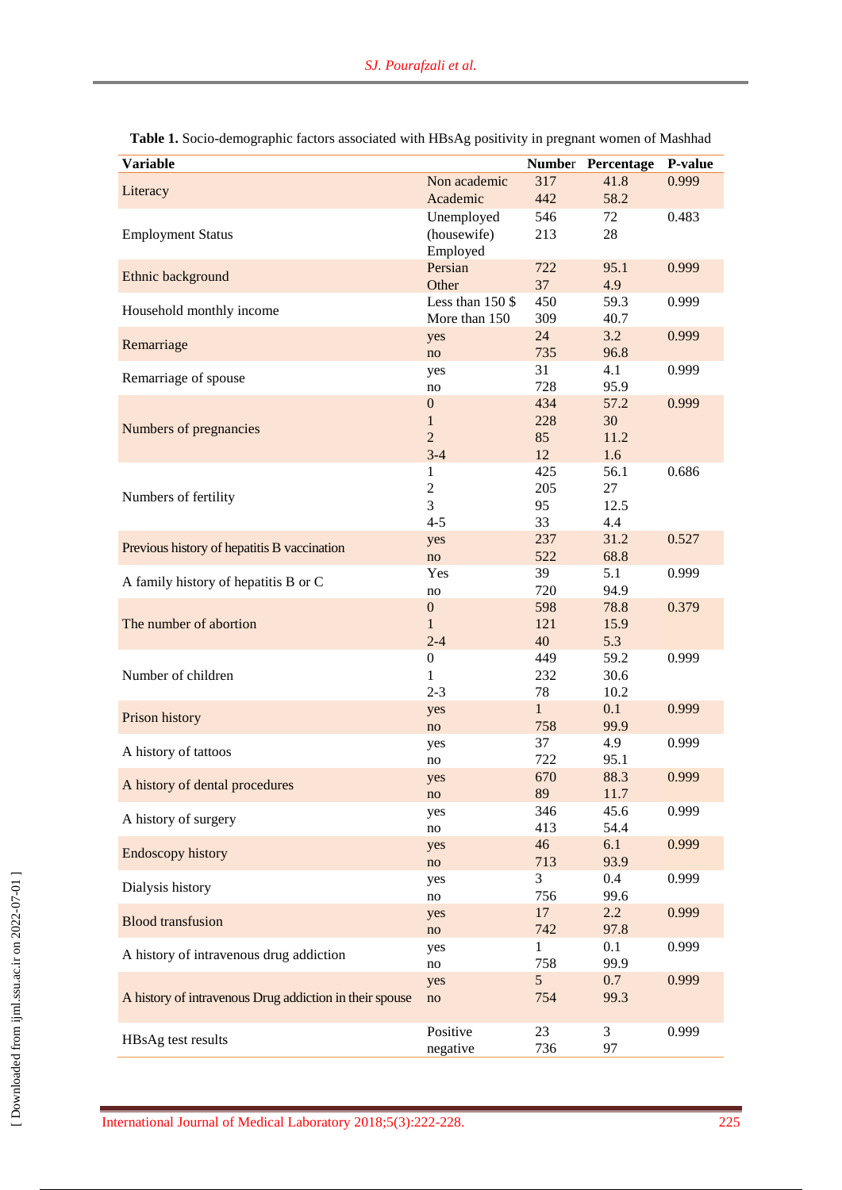**Table 1.** Socio-demographic factors associated with HBsAg positivity in pregnant women of Mashhad

| Variable | | Number | Percentage | P-value |
|---|---|---|---|---|
| Literacy | Non academic | 317 | 41.8 | 0.999 |
| | Academic | 442 | 58.2 | |
| Employment Status | Unemployed (housewife) | 546 | 72 | 0.483 |
| | Employed | 213 | 28 | |
| Ethnic background | Persian | 722 | 95.1 | 0.999 |
| | Other | 37 | 4.9 | |
| Household monthly income | Less than 150 $ | 450 | 59.3 | 0.999 |
| | More than 150 | 309 | 40.7 | |
| Remarriage | yes | 24 | 3.2 | 0.999 |
| | no | 735 | 96.8 | |
| Remarriage of spouse | yes | 31 | 4.1 | 0.999 |
| | no | 728 | 95.9 | |
| Numbers of pregnancies | 0 | 434 | 57.2 | 0.999 |
| | 1 | 228 | 30 | |
| | 2 | 85 | 11.2 | |
| | 3-4 | 12 | 1.6 | |
| Numbers of fertility | 1 | 425 | 56.1 | 0.686 |
| | 2 | 205 | 27 | |
| | 3 | 95 | 12.5 | |
| | 4-5 | 33 | 4.4 | |
| Previous history of hepatitis B vaccination | yes | 237 | 31.2 | 0.527 |
| | no | 522 | 68.8 | |
| A family history of hepatitis B or C | Yes | 39 | 5.1 | 0.999 |
| | no | 720 | 94.9 | |
| The number of abortion | 0 | 598 | 78.8 | 0.379 |
| | 1 | 121 | 15.9 | |
| | 2-4 | 40 | 5.3 | |
| Number of children | 0 | 449 | 59.2 | 0.999 |
| | 1 | 232 | 30.6 | |
| | 2-3 | 78 | 10.2 | |
| Prison history | yes | 1 | 0.1 | 0.999 |
| | no | 758 | 99.9 | |
| A history of tattoos | yes | 37 | 4.9 | 0.999 |
| | no | 722 | 95.1 | |
| A history of dental procedures | yes | 670 | 88.3 | 0.999 |
| | no | 89 | 11.7 | |
| A history of surgery | yes | 346 | 45.6 | 0.999 |
| | no | 413 | 54.4 | |
| Endoscopy history | yes | 46 | 6.1 | 0.999 |
| | no | 713 | 93.9 | |
| Dialysis history | yes | 3 | 0.4 | 0.999 |
| | no | 756 | 99.6 | |
| Blood transfusion | yes | 17 | 2.2 | 0.999 |
| | no | 742 | 97.8 | |
| A history of intravenous drug addiction | yes | 1 | 0.1 | 0.999 |
| | no | 758 | 99.9 | |
| A history of intravenous Drug addiction in their spouse | yes | 5 | 0.7 | 0.999 |
| | no | 754 | 99.3 | |
| HBsAg test results | Positive | 23 | 3 | 0.999 |
| | negative | 736 | 97 | |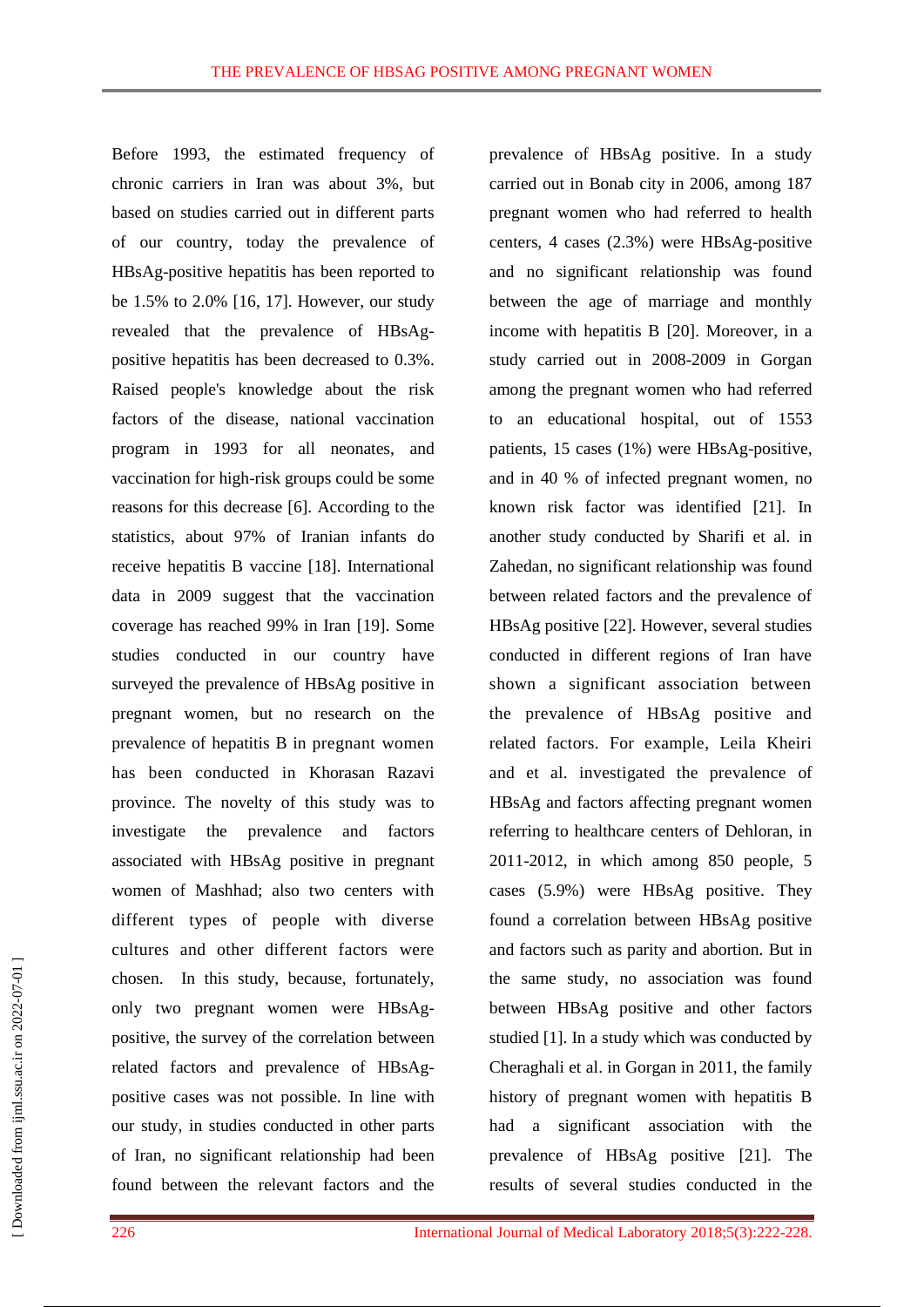Before 1993, the estimated frequency of chronic carriers in Iran was about 3%, but based on studies carried out in different parts of our country, today the prevalence of HBsAg-positive hepatitis has been reported to be 1.5% to 2.0% [16, 17]. However, our study revealed that the prevalence of HBsAg-positive hepatitis has been decreased to 0.3%. Raised people's knowledge about the risk factors of the disease, national vaccination program in 1993 for all neonates, and vaccination for high-risk groups could be some reasons for this decrease [6]. According to the statistics, about 97% of Iranian infants do receive hepatitis B vaccine [18]. International data in 2009 suggest that the vaccination coverage has reached 99% in Iran [19]. Some studies conducted in our country have surveyed the prevalence of HBsAg positive in pregnant women, but no research on the prevalence of hepatitis B in pregnant women has been conducted in Khorasan Razavi province. The novelty of this study was to investigate the prevalence and factors associated with HBsAg positive in pregnant women of Mashhad; also two centers with different types of people with diverse cultures and other different factors were chosen. In this study, because, fortunately, only two pregnant women were HBsAg-positive, the survey of the correlation between related factors and prevalence of HBsAg-positive cases was not possible. In line with our study, in studies conducted in other parts of Iran, no significant relationship had been found between the relevant factors and the prevalence of HBsAg positive. In a study carried out in Bonab city in 2006, among 187 pregnant women who had referred to health centers, 4 cases (2.3%) were HBsAg-positive and no significant relationship was found between the age of marriage and monthly income with hepatitis B [20]. Moreover, in a study carried out in 2008-2009 in Gorgan among the pregnant women who had referred to an educational hospital, out of 1553 patients, 15 cases (1%) were HBsAg-positive, and in 40 % of infected pregnant women, no known risk factor was identified [21]. In another study conducted by Sharifi et al. in Zahedan, no significant relationship was found between related factors and the prevalence of HBsAg positive [22]. However, several studies conducted in different regions of Iran have shown a significant association between the prevalence of HBsAg positive and related factors. For example, Leila Kheiri and et al. investigated the prevalence of HBsAg and factors affecting pregnant women referring to healthcare centers of Dehloran, in 2011-2012, in which among 850 people, 5 cases (5.9%) were HBsAg positive. They found a correlation between HBsAg positive and factors such as parity and abortion. But in the same study, no association was found between HBsAg positive and other factors studied [1]. In a study which was conducted by Cheraghali et al. in Gorgan in 2011, the family history of pregnant women with hepatitis B had a significant association with the prevalence of HBsAg positive [21]. The results of several studies conducted in the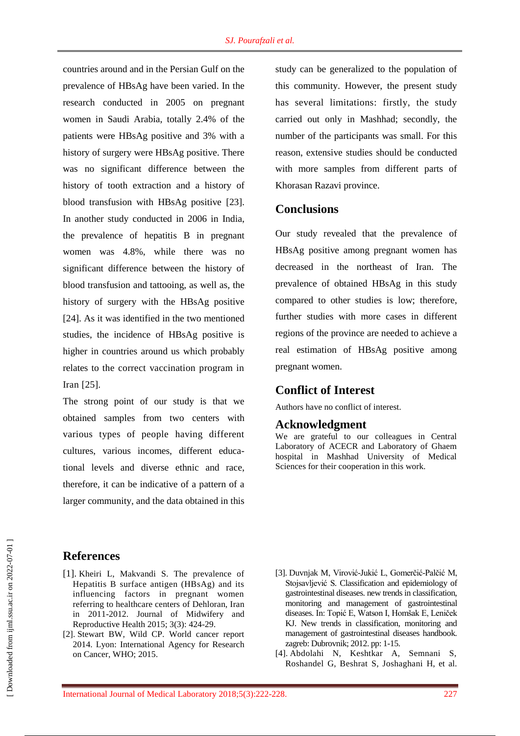countries around and in the Persian Gulf on the prevalence of HBsAg have been varied. In the research conducted in 2005 on pregnant women in Saudi Arabia, totally 2.4% of the patients were HBsAg positive and 3% with a history of surgery were HBsAg positive. There was no significant difference between the history of tooth extraction and a history of blood transfusion with HBsAg positive [23]. In another study conducted in 2006 in India, the prevalence of hepatitis B in pregnant women was 4.8%, while there was no significant difference between the history of blood transfusion and tattooing, as well as, the history of surgery with the HBsAg positive [24]. As it was identified in the two mentioned studies, the incidence of HBsAg positive is higher in countries around us which probably relates to the correct vaccination program in Iran [25].

The strong point of our study is that we obtained samples from two centers with various types of people having different cultures, various incomes, different educational levels and diverse ethnic and race, therefore, it can be indicative of a pattern of a larger community, and the data obtained in this study can be generalized to the population of this community. However, the present study has several limitations: firstly, the study carried out only in Mashhad; secondly, the number of the participants was small. For this reason, extensive studies should be conducted with more samples from different parts of Khorasan Razavi province.

## Conclusions

Our study revealed that the prevalence of HBsAg positive among pregnant women has decreased in the northeast of Iran. The prevalence of obtained HBsAg in this study compared to other studies is low; therefore, further studies with more cases in different regions of the province are needed to achieve a real estimation of HBsAg positive among pregnant women.

## Conflict of Interest

Authors have no conflict of interest.

## Acknowledgment

We are grateful to our colleagues in Central Laboratory of ACECR and Laboratory of Ghaem hospital in Mashhad University of Medical Sciences for their cooperation in this work.

## References

[1]. Kheiri L, Makvandi S. The prevalence of Hepatitis B surface antigen (HBsAg) and its influencing factors in pregnant women referring to healthcare centers of Dehloran, Iran in 2011-2012. Journal of Midwifery and Reproductive Health 2015; 3(3): 424-29.

[2]. Stewart BW, Wild CP. World cancer report 2014. Lyon: International Agency for Research on Cancer, WHO; 2015.

[3]. Duvnjak M, Virović-Jukić L, Gomerčić-Palčić M, Stojsavljević S. Classification and epidemiology of gastrointestinal diseases. new trends in classification, monitoring and management of gastrointestinal diseases. In: Topić E, Watson I, Homšak E, Leniček KJ. New trends in classification, monitoring and management of gastrointestinal diseases handbook. zagreb: Dubrovnik; 2012. pp: 1-15.

[4]. Abdolahi N, Keshtkar A, Semnani S, Roshandel G, Beshrat S, Joshaghani H, et al.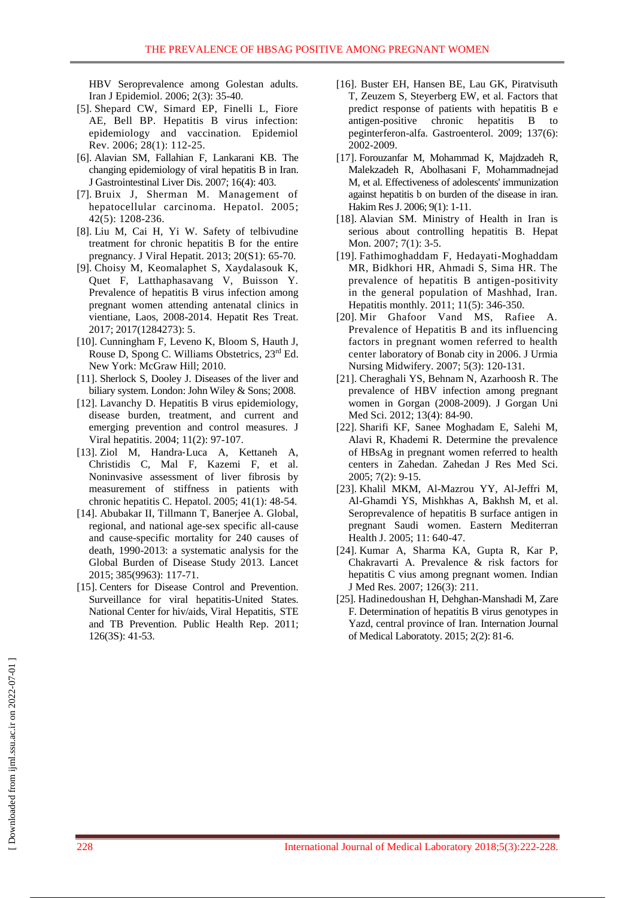HBV Seroprevalence among Golestan adults. Iran J Epidemiol. 2006; 2(3): 35-40.

[5]. Shepard CW, Simard EP, Finelli L, Fiore AE, Bell BP. Hepatitis B virus infection: epidemiology and vaccination. Epidemiol Rev. 2006; 28(1): 112-25.

[6]. Alavian SM, Fallahian F, Lankarani KB. The changing epidemiology of viral hepatitis B in Iran. J Gastrointestinal Liver Dis. 2007; 16(4): 403.

[7]. Bruix J, Sherman M. Management of hepatocellular carcinoma. Hepatol. 2005; 42(5): 1208-236.

[8]. Liu M, Cai H, Yi W. Safety of telbivudine treatment for chronic hepatitis B for the entire pregnancy. J Viral Hepatit. 2013; 20(S1): 65-70.

[9]. Choisy M, Keomalaphet S, Xaydalasouk K, Quet F, Latthaphasavang V, Buisson Y. Prevalence of hepatitis B virus infection among pregnant women attending antenatal clinics in vientiane, Laos, 2008-2014. Hepatit Res Treat. 2017; 2017(1284273): 5.

[10]. Cunningham F, Leveno K, Bloom S, Hauth J, Rouse D, Spong C. Williams Obstetrics, 23rd Ed. New York: McGraw Hill; 2010.

[11]. Sherlock S, Dooley J. Diseases of the liver and biliary system. London: John Wiley & Sons; 2008.

[12]. Lavanchy D. Hepatitis B virus epidemiology, disease burden, treatment, and current and emerging prevention and control measures. J Viral hepatitis. 2004; 11(2): 97-107.

[13]. Ziol M, Handra‐Luca A, Kettaneh A, Christidis C, Mal F, Kazemi F, et al. Noninvasive assessment of liver fibrosis by measurement of stiffness in patients with chronic hepatitis C. Hepatol. 2005; 41(1): 48-54.

[14]. Abubakar II, Tillmann T, Banerjee A. Global, regional, and national age-sex specific all-cause and cause-specific mortality for 240 causes of death, 1990-2013: a systematic analysis for the Global Burden of Disease Study 2013. Lancet 2015; 385(9963): 117-71.

[15]. Centers for Disease Control and Prevention. Surveillance for viral hepatitis-United States. National Center for hiv/aids, Viral Hepatitis, STE and TB Prevention. Public Health Rep. 2011; 126(3S): 41-53.

[16]. Buster EH, Hansen BE, Lau GK, Piratvisuth T, Zeuzem S, Steyerberg EW, et al. Factors that predict response of patients with hepatitis B e antigen-positive chronic hepatitis B to peginterferon-alfa. Gastroenterol. 2009; 137(6): 2002-2009.

[17]. Forouzanfar M, Mohammad K, Majdzadeh R, Malekzadeh R, Abolhasani F, Mohammadnejad M, et al. Effectiveness of adolescents' immunization against hepatitis b on burden of the disease in iran. Hakim Res J. 2006; 9(1): 1-11.

[18]. Alavian SM. Ministry of Health in Iran is serious about controlling hepatitis B. Hepat Mon. 2007; 7(1): 3-5.

[19]. Fathimoghaddam F, Hedayati-Moghaddam MR, Bidkhori HR, Ahmadi S, Sima HR. The prevalence of hepatitis B antigen-positivity in the general population of Mashhad, Iran. Hepatitis monthly. 2011; 11(5): 346-350.

[20]. Mir Ghafoor Vand MS, Rafiee A. Prevalence of Hepatitis B and its influencing factors in pregnant women referred to health center laboratory of Bonab city in 2006. J Urmia Nursing Midwifery. 2007; 5(3): 120-131.

[21]. Cheraghali YS, Behnam N, Azarhoosh R. The prevalence of HBV infection among pregnant women in Gorgan (2008-2009). J Gorgan Uni Med Sci. 2012; 13(4): 84-90.

[22]. Sharifi KF, Sanee Moghadam E, Salehi M, Alavi R, Khademi R. Determine the prevalence of HBsAg in pregnant women referred to health centers in Zahedan. Zahedan J Res Med Sci. 2005; 7(2): 9-15.

[23]. Khalil MKM, Al-Mazrou YY, Al-Jeffri M, Al-Ghamdi YS, Mishkhas A, Bakhsh M, et al. Seroprevalence of hepatitis B surface antigen in pregnant Saudi women. Eastern Mediterran Health J. 2005; 11: 640-47.

[24]. Kumar A, Sharma KA, Gupta R, Kar P, Chakravarti A. Prevalence & risk factors for hepatitis C vius among pregnant women. Indian J Med Res. 2007; 126(3): 211.

[25]. Hadinedoushan H, Dehghan-Manshadi M, Zare F. Determination of hepatitis B virus genotypes in Yazd, central province of Iran. Internation Journal of Medical Laboratoty. 2015; 2(2): 81-6.